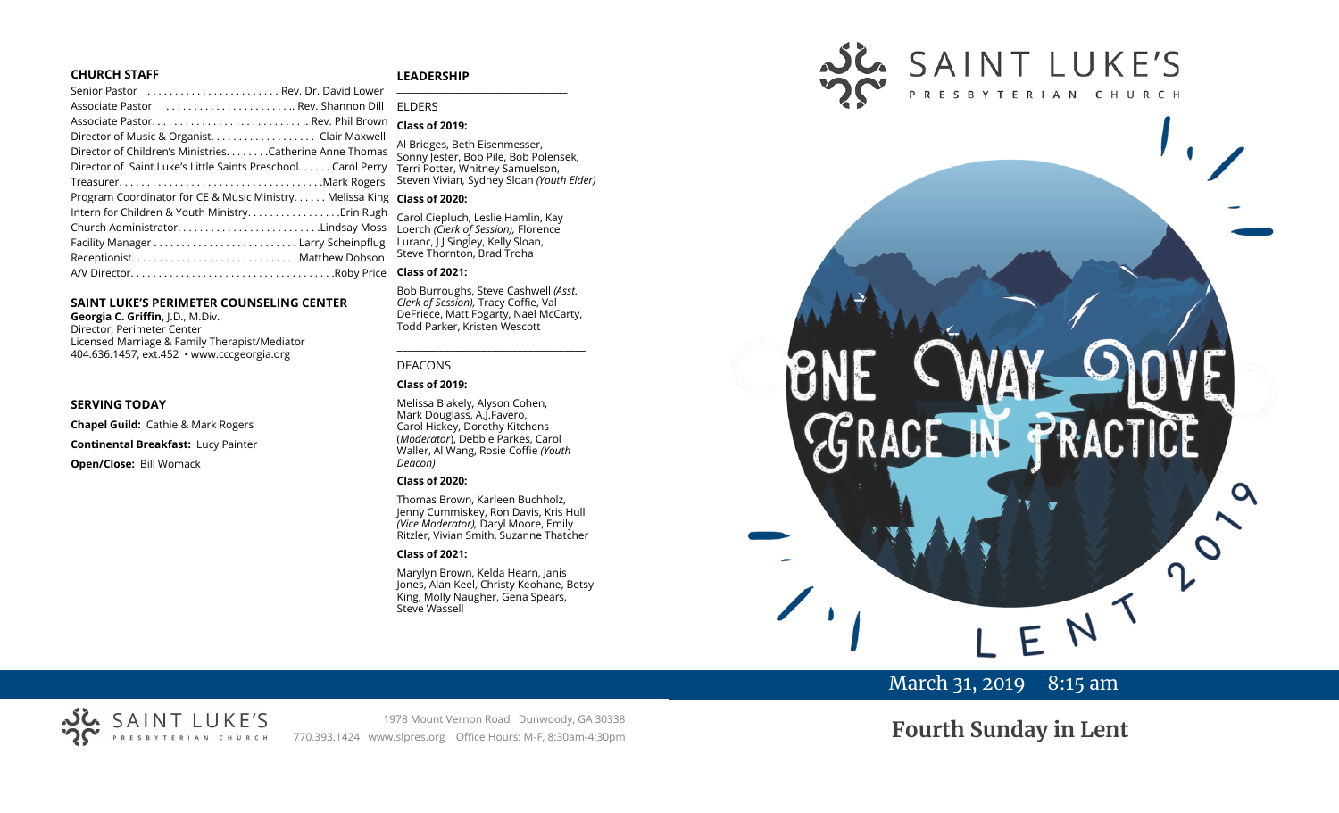### CHURCH STAFF

Senior Pastor . . . . . . . . . . . . . . . . . . . . . . . . Rev. Dr. David Lower
Associate Pastor . . . . . . . . . . . . . . . . . . . . . . . Rev. Shannon Dill
Associate Pastor. . . . . . . . . . . . . . . . . . . . . . . . . . . .. Rev. Phil Brown
Director of Music & Organist. . . . . . . . . . . . . . . . . . . Clair Maxwell
Director of Children's Ministries. . . . . . . .Catherine Anne Thomas
Director of Saint Luke's Little Saints Preschool. . . . . . Carol Perry
Treasurer. . . . . . . . . . . . . . . . . . . . . . . . . . . . . . . . . . . .Mark Rogers
Program Coordinator for CE & Music Ministry. . . . . . Melissa King
Intern for Children & Youth Ministry. . . . . . . . . . . . . . . . .Erin Rugh
Church Administrator. . . . . . . . . . . . . . . . . . . . . . . . .Lindsay Moss
Facility Manager . . . . . . . . . . . . . . . . . . . . . . . . . Larry Scheinpflug
Receptionist. . . . . . . . . . . . . . . . . . . . . . . . . . . . . Matthew Dobson
A/V Director. . . . . . . . . . . . . . . . . . . . . . . . . . . . . . . . . . . .Roby Price

### SAINT LUKE'S PERIMETER COUNSELING CENTER

**Georgia C. Griffin,** J.D., M.Div.
Director, Perimeter Center
Licensed Marriage & Family Therapist/Mediator
404.636.1457, ext.452 • www.cccgeorgia.org

### SERVING TODAY

**Chapel Guild:** Cathie & Mark Rogers

**Continental Breakfast:** Lucy Painter

**Open/Close:** Bill Womack

### LEADERSHIP

ELDERS

**Class of 2019:**

Al Bridges, Beth Eisenmesser, Sonny Jester, Bob Pile, Bob Polensek, Terri Potter, Whitney Samuelson, Steven Vivian, Sydney Sloan *(Youth Elder)*

**Class of 2020:**

Carol Ciepluch, Leslie Hamlin, Kay Loerch *(Clerk of Session),* Florence Luranc, J J Singley, Kelly Sloan, Steve Thornton, Brad Troha

**Class of 2021:**

Bob Burroughs, Steve Cashwell *(Asst. Clerk of Session),* Tracy Coffie, Val DeFriece, Matt Fogarty, Nael McCarty, Todd Parker, Kristen Wescott

DEACONS

**Class of 2019:**

Melissa Blakely, Alyson Cohen, Mark Douglass, A.J.Favero, Carol Hickey, Dorothy Kitchens (*Moderator*), Debbie Parkes, Carol Waller, Al Wang, Rosie Coffie *(Youth Deacon)*

**Class of 2020:**

Thomas Brown, Karleen Buchholz, Jenny Cummiskey, Ron Davis, Kris Hull *(Vice Moderator),* Daryl Moore, Emily Ritzler, Vivian Smith, Suzanne Thatcher

**Class of 2021:**

Marylyn Brown, Kelda Hearn, Janis Jones, Alan Keel, Christy Keohane, Betsy King, Molly Naugher, Gena Spears, Steve Wassell

SAINT LUKE'S PRESBYTERIAN CHURCH

1978 Mount Vernon Road Dunwoody, GA 30338
770.393.1424 www.slpres.org Office Hours: M-F, 8:30am-4:30pm

# SAINT LUKE'S PRESBYTERIAN CHURCH

ONE WAY LOVE
GRACE IN PRACTICE
LENT 2019

March 31, 2019 8:15 am

## Fourth Sunday in Lent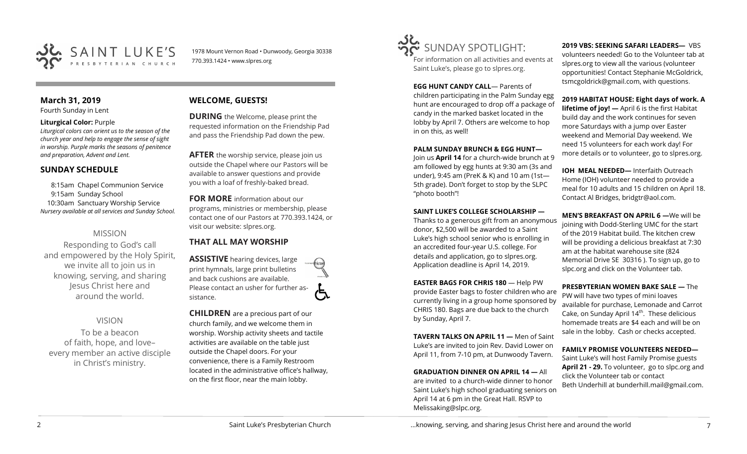SAINT LUKE'S PRESBYTERIAN CHURCH

1978 Mount Vernon Road • Dunwoody, Georgia 30338
770.393.1424 • www.slpres.org

## March 31, 2019

Fourth Sunday in Lent

**Liturgical Color:** Purple

*Liturgical colors can orient us to the season of the church year and help to engage the sense of sight in worship. Purple marks the seasons of penitence and preparation, Advent and Lent.*

## SUNDAY SCHEDULE

8:15am Chapel Communion Service
9:15am Sunday School
10:30am Sanctuary Worship Service
*Nursery available at all services and Sunday School.*

### MISSION

Responding to God's call and empowered by the Holy Spirit, we invite all to join us in knowing, serving, and sharing Jesus Christ here and around the world.

### VISION

To be a beacon of faith, hope, and love– every member an active disciple in Christ's ministry.

## WELCOME, GUESTS!

**DURING** the Welcome, please print the requested information on the Friendship Pad and pass the Friendship Pad down the pew.

**AFTER** the worship service, please join us outside the Chapel where our Pastors will be available to answer questions and provide you with a loaf of freshly-baked bread.

**FOR MORE** information about our programs, ministries or membership, please contact one of our Pastors at 770.393.1424, or visit our website: slpres.org.

## THAT ALL MAY WORSHIP

**ASSISTIVE** hearing devices, large print hymnals, large print bulletins and back cushions are available. Please contact an usher for further assistance.

**CHILDREN** are a precious part of our church family, and we welcome them in worship. Worship activity sheets and tactile activities are available on the table just outside the Chapel doors. For your convenience, there is a Family Restroom located in the administrative office's hallway, on the first floor, near the main lobby.

## SUNDAY SPOTLIGHT:

For information on all activities and events at Saint Luke's, please go to slpres.org.

**EGG HUNT CANDY CALL**— Parents of children participating in the Palm Sunday egg hunt are encouraged to drop off a package of candy in the marked basket located in the lobby by April 7. Others are welcome to hop in on this, as well!

**PALM SUNDAY BRUNCH & EGG HUNT—** Join us **April 14** for a church-wide brunch at 9 am followed by egg hunts at 9:30 am (3s and under), 9:45 am (PreK & K) and 10 am (1st—5th grade). Don't forget to stop by the SLPC "photo booth"!

**SAINT LUKE'S COLLEGE SCHOLARSHIP —** Thanks to a generous gift from an anonymous donor, $2,500 will be awarded to a Saint Luke's high school senior who is enrolling in an accredited four-year U.S. college. For details and application, go to slpres.org. Application deadline is April 14, 2019.

**EASTER BAGS FOR CHRIS 180** — Help PW provide Easter bags to foster children who are currently living in a group home sponsored by CHRIS 180. Bags are due back to the church by Sunday, April 7.

**TAVERN TALKS ON APRIL 11 —** Men of Saint Luke's are invited to join Rev. David Lower on April 11, from 7-10 pm, at Dunwoody Tavern.

**GRADUATION DINNER ON APRIL 14 —** All are invited to a church-wide dinner to honor Saint Luke's high school graduating seniors on April 14 at 6 pm in the Great Hall. RSVP to Melissaking@slpc.org.

**2019 VBS: SEEKING SAFARI LEADERS—** VBS volunteers needed! Go to the Volunteer tab at slpres.org to view all the various (volunteer opportunities! Contact Stephanie McGoldrick, tsmcgoldrick@gmail.com, with questions.

**2019 HABITAT HOUSE: Eight days of work. A lifetime of joy! —** April 6 is the first Habitat build day and the work continues for seven more Saturdays with a jump over Easter weekend and Memorial Day weekend. We need 15 volunteers for each work day! For more details or to volunteer, go to slpres.org.

**IOH MEAL NEEDED—** Interfaith Outreach Home (IOH) volunteer needed to provide a meal for 10 adults and 15 children on April 18. Contact Al Bridges, bridgtr@aol.com.

**MEN'S BREAKFAST ON APRIL 6 —**We will be joining with Dodd-Sterling UMC for the start of the 2019 Habitat build. The kitchen crew will be providing a delicious breakfast at 7:30 am at the habitat warehouse site (824 Memorial Drive SE 30316 ). To sign up, go to slpc.org and click on the Volunteer tab.

**PRESBYTERIAN WOMEN BAKE SALE —** The PW will have two types of mini loaves available for purchase, Lemonade and Carrot Cake, on Sunday April 14th. These delicious homemade treats are $4 each and will be on sale in the lobby. Cash or checks accepted.

**FAMILY PROMISE VOLUNTEERS NEEDED—** Saint Luke's will host Family Promise guests **April 21 - 29.** To volunteer, go to slpc.org and click the Volunteer tab or contact Beth Underhill at bunderhill.mail@gmail.com.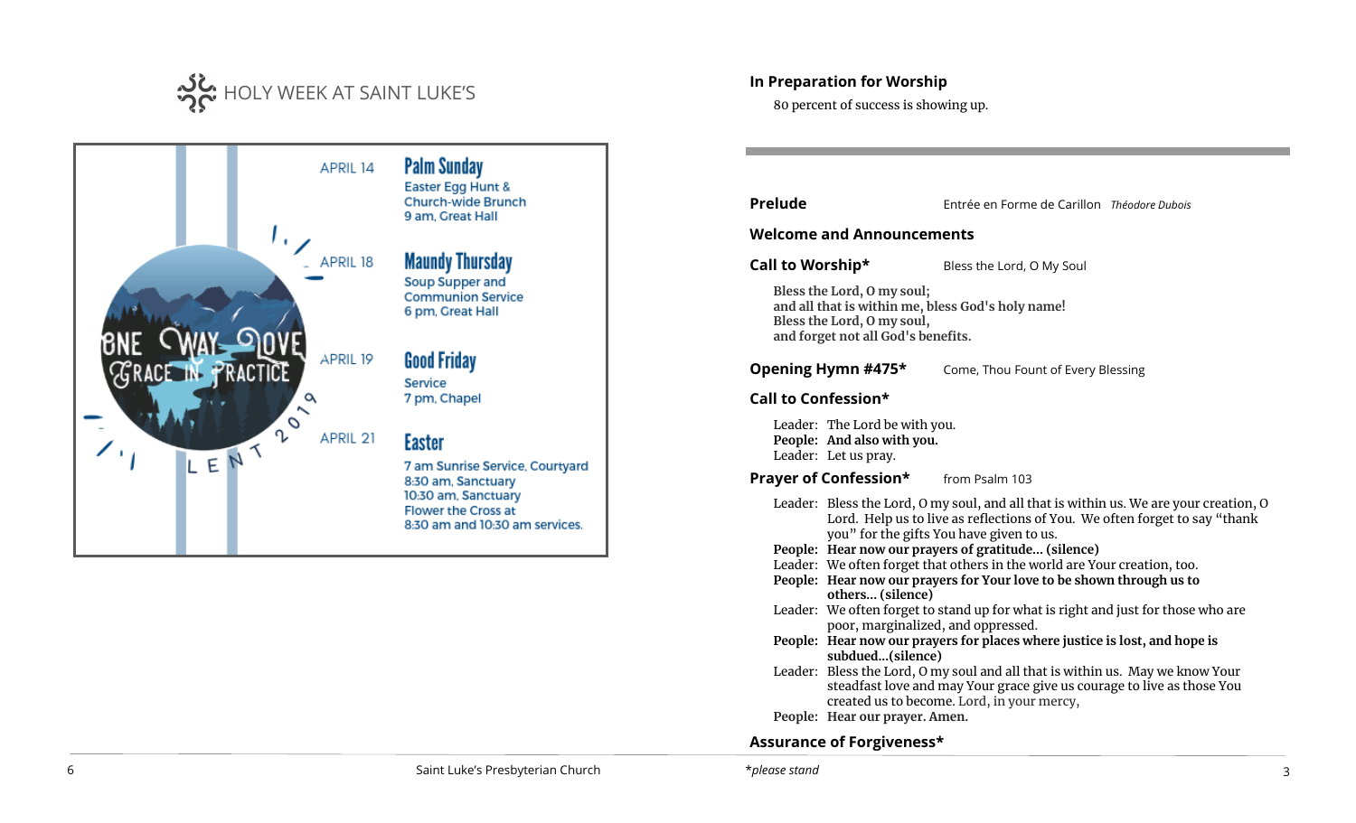## HOLY WEEK AT SAINT LUKE'S

ONE WAY LOVE
GRACE IN PRACTICE
LENT 2019

APRIL 14
**Palm Sunday**
Easter Egg Hunt &
Church-wide Brunch
9 am, Great Hall

APRIL 18
**Maundy Thursday**
Soup Supper and
Communion Service
6 pm, Great Hall

APRIL 19
**Good Friday**
Service
7 pm, Chapel

APRIL 21
**Easter**
7 am Sunrise Service, Courtyard
8:30 am, Sanctuary
10:30 am, Sanctuary
Flower the Cross at
8:30 am and 10:30 am services.

---

**In Preparation for Worship**

80 percent of success is showing up.

---

**Prelude** Entrée en Forme de Carillon *Théodore Dubois*

**Welcome and Announcements**

**Call to Worship*** Bless the Lord, O My Soul

**Bless the Lord, O my soul;**
**and all that is within me, bless God's holy name!**
**Bless the Lord, O my soul,**
**and forget not all God's benefits.**

**Opening Hymn #475*** Come, Thou Fount of Every Blessing

**Call to Confession***

Leader: The Lord be with you.
**People: And also with you.**
Leader: Let us pray.

**Prayer of Confession*** from Psalm 103

Leader: Bless the Lord, O my soul, and all that is within us. We are your creation, O Lord. Help us to live as reflections of You. We often forget to say "thank you" for the gifts You have given to us.
**People: Hear now our prayers of gratitude… (silence)**
Leader: We often forget that others in the world are Your creation, too.
**People: Hear now our prayers for Your love to be shown through us to others… (silence)**
Leader: We often forget to stand up for what is right and just for those who are poor, marginalized, and oppressed.
**People: Hear now our prayers for places where justice is lost, and hope is subdued…(silence)**
Leader: Bless the Lord, O my soul and all that is within us. May we know Your steadfast love and may Your grace give us courage to live as those You created us to become. Lord, in your mercy,
**People: Hear our prayer. Amen.**

**Assurance of Forgiveness***

*\*please stand*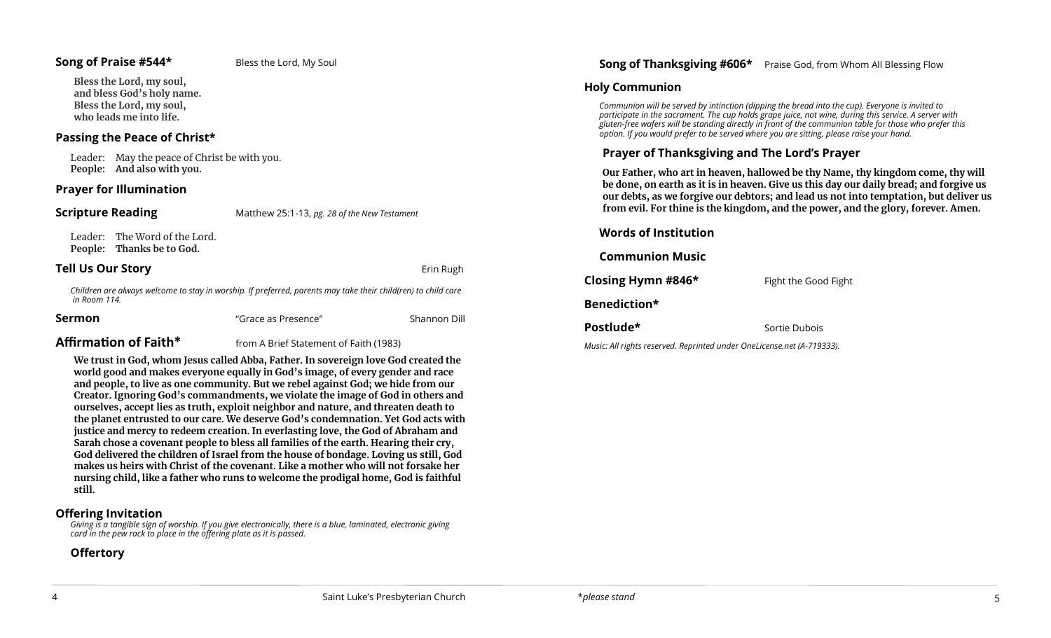**Song of Praise #544*** Bless the Lord, My Soul

**Bless the Lord, my soul,**
**and bless God's holy name.**
**Bless the Lord, my soul,**
**who leads me into life.**

### Passing the Peace of Christ*

Leader: May the peace of Christ be with you.
**People: And also with you.**

### Prayer for Illumination

**Scripture Reading** Matthew 25:1-13, *pg. 28 of the New Testament*

Leader: The Word of the Lord.
**People: Thanks be to God.**

**Tell Us Our Story** Erin Rugh

*Children are always welcome to stay in worship. If preferred, parents may take their child(ren) to child care in Room 114.*

**Sermon** "Grace as Presence" Shannon Dill

**Affirmation of Faith*** from A Brief Statement of Faith (1983)

**We trust in God, whom Jesus called Abba, Father. In sovereign love God created the world good and makes everyone equally in God's image, of every gender and race and people, to live as one community. But we rebel against God; we hide from our Creator. Ignoring God's commandments, we violate the image of God in others and ourselves, accept lies as truth, exploit neighbor and nature, and threaten death to the planet entrusted to our care. We deserve God's condemnation. Yet God acts with justice and mercy to redeem creation. In everlasting love, the God of Abraham and Sarah chose a covenant people to bless all families of the earth. Hearing their cry, God delivered the children of Israel from the house of bondage. Loving us still, God makes us heirs with Christ of the covenant. Like a mother who will not forsake her nursing child, like a father who runs to welcome the prodigal home, God is faithful still.**

### Offering Invitation

*Giving is a tangible sign of worship. If you give electronically, there is a blue, laminated, electronic giving card in the pew rack to place in the offering plate as it is passed.*

**Offertory**

**Song of Thanksgiving #606*** Praise God, from Whom All Blessing Flow

### Holy Communion

*Communion will be served by intinction (dipping the bread into the cup). Everyone is invited to participate in the sacrament. The cup holds grape juice, not wine, during this service. A server with gluten-free wafers will be standing directly in front of the communion table for those who prefer this option. If you would prefer to be served where you are sitting, please raise your hand.*

**Prayer of Thanksgiving and The Lord's Prayer**

**Our Father, who art in heaven, hallowed be thy Name, thy kingdom come, thy will be done, on earth as it is in heaven. Give us this day our daily bread; and forgive us our debts, as we forgive our debtors; and lead us not into temptation, but deliver us from evil. For thine is the kingdom, and the power, and the glory, forever. Amen.**

**Words of Institution**

**Communion Music**

**Closing Hymn #846*** Fight the Good Fight

**Benediction***

**Postlude*** Sortie Dubois

*Music: All rights reserved. Reprinted under OneLicense.net (A-719333).*

**please stand*